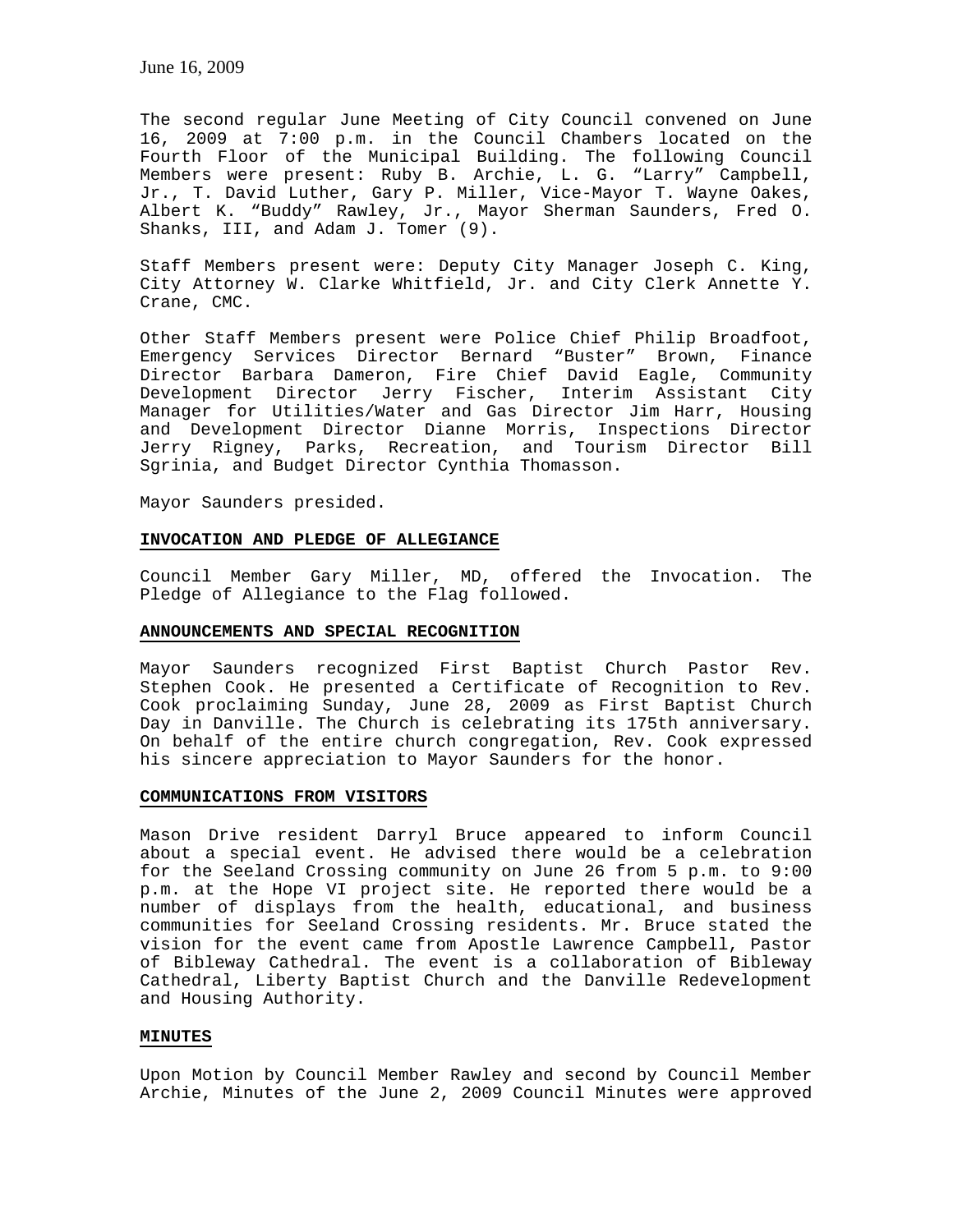June 16, 2009

The second regular June Meeting of City Council convened on June 16, 2009 at 7:00 p.m. in the Council Chambers located on the Fourth Floor of the Municipal Building. The following Council Members were present: Ruby B. Archie, L. G. "Larry" Campbell, Jr., T. David Luther, Gary P. Miller, Vice-Mayor T. Wayne Oakes, Albert K. "Buddy" Rawley, Jr., Mayor Sherman Saunders, Fred O. Shanks, III, and Adam J. Tomer (9).

Staff Members present were: Deputy City Manager Joseph C. King, City Attorney W. Clarke Whitfield, Jr. and City Clerk Annette Y. Crane, CMC.

Other Staff Members present were Police Chief Philip Broadfoot, Emergency Services Director Bernard "Buster" Brown, Finance Director Barbara Dameron, Fire Chief David Eagle, Community Development Director Jerry Fischer, Interim Assistant City Manager for Utilities/Water and Gas Director Jim Harr, Housing and Development Director Dianne Morris, Inspections Director Jerry Rigney, Parks, Recreation, and Tourism Director Bill Sgrinia, and Budget Director Cynthia Thomasson.

Mayor Saunders presided.

**INVOCATION AND PLEDGE OF ALLEGIANCE**

Council Member Gary Miller, MD, offered the Invocation. The Pledge of Allegiance to the Flag followed.

**ANNOUNCEMENTS AND SPECIAL RECOGNITION**

Mayor Saunders recognized First Baptist Church Pastor Rev. Stephen Cook. He presented a Certificate of Recognition to Rev. Cook proclaiming Sunday, June 28, 2009 as First Baptist Church Day in Danville. The Church is celebrating its 175th anniversary. On behalf of the entire church congregation, Rev. Cook expressed his sincere appreciation to Mayor Saunders for the honor.

**COMMUNICATIONS FROM VISITORS**

Mason Drive resident Darryl Bruce appeared to inform Council about a special event. He advised there would be a celebration for the Seeland Crossing community on June 26 from 5 p.m. to 9:00 p.m. at the Hope VI project site. He reported there would be a number of displays from the health, educational, and business communities for Seeland Crossing residents. Mr. Bruce stated the vision for the event came from Apostle Lawrence Campbell, Pastor of Bibleway Cathedral. The event is a collaboration of Bibleway Cathedral, Liberty Baptist Church and the Danville Redevelopment and Housing Authority.

**MINUTES**

Upon Motion by Council Member Rawley and second by Council Member Archie, Minutes of the June 2, 2009 Council Minutes were approved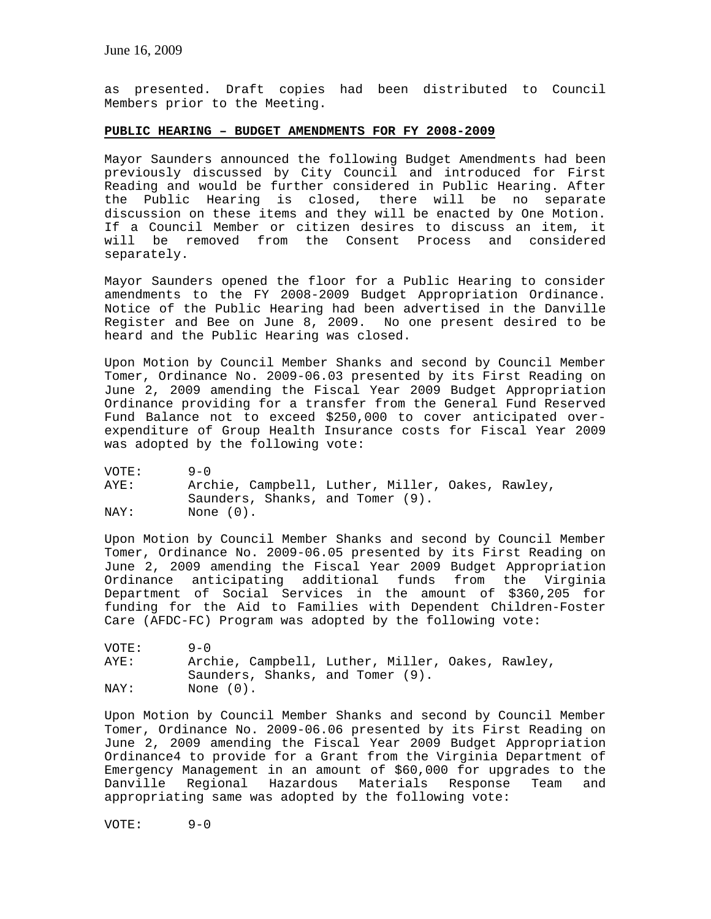as presented. Draft copies had been distributed to Council Members prior to the Meeting.

**PUBLIC HEARING – BUDGET AMENDMENTS FOR FY 2008-2009**

Mayor Saunders announced the following Budget Amendments had been previously discussed by City Council and introduced for First Reading and would be further considered in Public Hearing. After the Public Hearing is closed, there will be no separate discussion on these items and they will be enacted by One Motion. If a Council Member or citizen desires to discuss an item, it will be removed from the Consent Process and considered separately.

Mayor Saunders opened the floor for a Public Hearing to consider amendments to the FY 2008-2009 Budget Appropriation Ordinance. Notice of the Public Hearing had been advertised in the Danville Register and Bee on June 8, 2009. No one present desired to be heard and the Public Hearing was closed.

Upon Motion by Council Member Shanks and second by Council Member Tomer, Ordinance No. 2009-06.03 presented by its First Reading on June 2, 2009 amending the Fiscal Year 2009 Budget Appropriation Ordinance providing for a transfer from the General Fund Reserved Fund Balance not to exceed $250,000 to cover anticipated over-expenditure of Group Health Insurance costs for Fiscal Year 2009 was adopted by the following vote:

VOTE: 9-0
AYE: Archie, Campbell, Luther, Miller, Oakes, Rawley, Saunders, Shanks, and Tomer (9).
NAY: None (0).

Upon Motion by Council Member Shanks and second by Council Member Tomer, Ordinance No. 2009-06.05 presented by its First Reading on June 2, 2009 amending the Fiscal Year 2009 Budget Appropriation Ordinance anticipating additional funds from the Virginia Department of Social Services in the amount of $360,205 for funding for the Aid to Families with Dependent Children-Foster Care (AFDC-FC) Program was adopted by the following vote:

VOTE: 9-0
AYE: Archie, Campbell, Luther, Miller, Oakes, Rawley, Saunders, Shanks, and Tomer (9).
NAY: None (0).

Upon Motion by Council Member Shanks and second by Council Member Tomer, Ordinance No. 2009-06.06 presented by its First Reading on June 2, 2009 amending the Fiscal Year 2009 Budget Appropriation Ordinance4 to provide for a Grant from the Virginia Department of Emergency Management in an amount of $60,000 for upgrades to the Danville Regional Hazardous Materials Response Team and appropriating same was adopted by the following vote:

VOTE: 9-0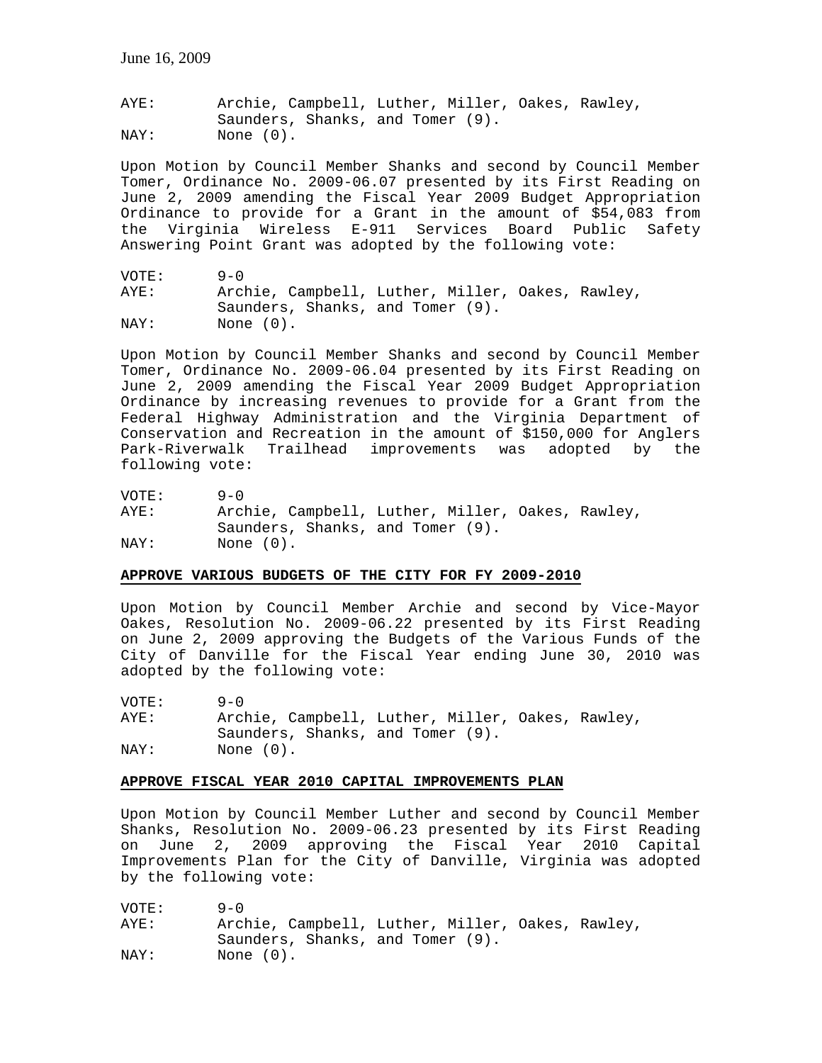AYE: Archie, Campbell, Luther, Miller, Oakes, Rawley, Saunders, Shanks, and Tomer (9).
NAY: None (0).

Upon Motion by Council Member Shanks and second by Council Member Tomer, Ordinance No. 2009-06.07 presented by its First Reading on June 2, 2009 amending the Fiscal Year 2009 Budget Appropriation Ordinance to provide for a Grant in the amount of $54,083 from the Virginia Wireless E-911 Services Board Public Safety Answering Point Grant was adopted by the following vote:

VOTE: 9-0
AYE: Archie, Campbell, Luther, Miller, Oakes, Rawley, Saunders, Shanks, and Tomer (9).
NAY: None (0).

Upon Motion by Council Member Shanks and second by Council Member Tomer, Ordinance No. 2009-06.04 presented by its First Reading on June 2, 2009 amending the Fiscal Year 2009 Budget Appropriation Ordinance by increasing revenues to provide for a Grant from the Federal Highway Administration and the Virginia Department of Conservation and Recreation in the amount of $150,000 for Anglers Park-Riverwalk Trailhead improvements was adopted by the following vote:

VOTE: 9-0
AYE: Archie, Campbell, Luther, Miller, Oakes, Rawley, Saunders, Shanks, and Tomer (9).
NAY: None (0).

**APPROVE VARIOUS BUDGETS OF THE CITY FOR FY 2009-2010**

Upon Motion by Council Member Archie and second by Vice-Mayor Oakes, Resolution No. 2009-06.22 presented by its First Reading on June 2, 2009 approving the Budgets of the Various Funds of the City of Danville for the Fiscal Year ending June 30, 2010 was adopted by the following vote:

VOTE: 9-0
AYE: Archie, Campbell, Luther, Miller, Oakes, Rawley, Saunders, Shanks, and Tomer (9).
NAY: None (0).

**APPROVE FISCAL YEAR 2010 CAPITAL IMPROVEMENTS PLAN**

Upon Motion by Council Member Luther and second by Council Member Shanks, Resolution No. 2009-06.23 presented by its First Reading on June 2, 2009 approving the Fiscal Year 2010 Capital Improvements Plan for the City of Danville, Virginia was adopted by the following vote:

VOTE: 9-0
AYE: Archie, Campbell, Luther, Miller, Oakes, Rawley, Saunders, Shanks, and Tomer (9).
NAY: None (0).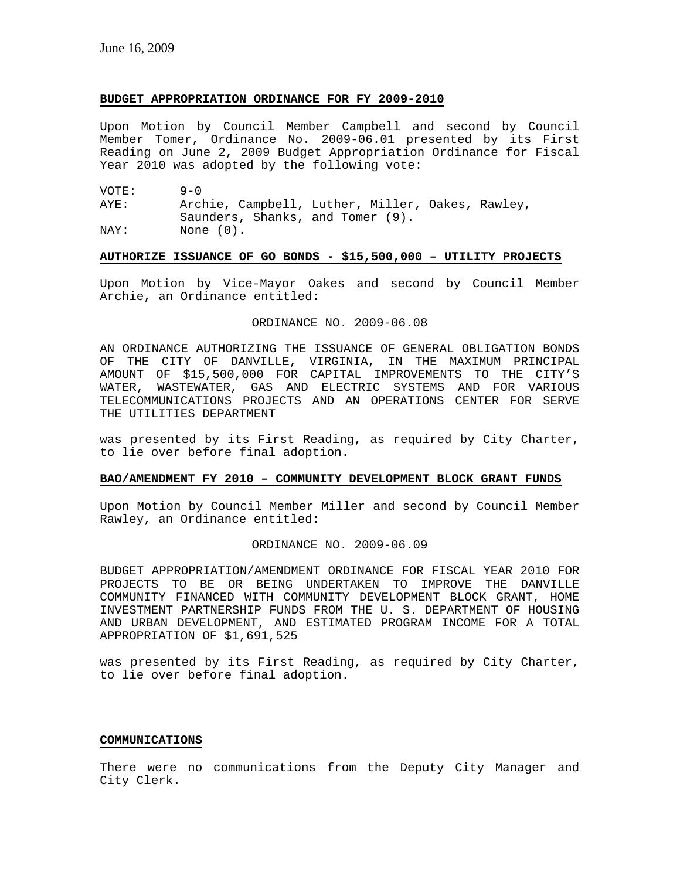June 16, 2009

**BUDGET APPROPRIATION ORDINANCE FOR FY 2009-2010**

Upon Motion by Council Member Campbell and second by Council Member Tomer, Ordinance No. 2009-06.01 presented by its First Reading on June 2, 2009 Budget Appropriation Ordinance for Fiscal Year 2010 was adopted by the following vote:

VOTE: 9-0
AYE: Archie, Campbell, Luther, Miller, Oakes, Rawley, Saunders, Shanks, and Tomer (9).
NAY: None (0).

**AUTHORIZE ISSUANCE OF GO BONDS - $15,500,000 – UTILITY PROJECTS**

Upon Motion by Vice-Mayor Oakes and second by Council Member Archie, an Ordinance entitled:

ORDINANCE NO. 2009-06.08

AN ORDINANCE AUTHORIZING THE ISSUANCE OF GENERAL OBLIGATION BONDS OF THE CITY OF DANVILLE, VIRGINIA, IN THE MAXIMUM PRINCIPAL AMOUNT OF $15,500,000 FOR CAPITAL IMPROVEMENTS TO THE CITY'S WATER, WASTEWATER, GAS AND ELECTRIC SYSTEMS AND FOR VARIOUS TELECOMMUNICATIONS PROJECTS AND AN OPERATIONS CENTER FOR SERVE THE UTILITIES DEPARTMENT

was presented by its First Reading, as required by City Charter, to lie over before final adoption.

**BAO/AMENDMENT FY 2010 – COMMUNITY DEVELOPMENT BLOCK GRANT FUNDS**

Upon Motion by Council Member Miller and second by Council Member Rawley, an Ordinance entitled:

ORDINANCE NO. 2009-06.09

BUDGET APPROPRIATION/AMENDMENT ORDINANCE FOR FISCAL YEAR 2010 FOR PROJECTS TO BE OR BEING UNDERTAKEN TO IMPROVE THE DANVILLE COMMUNITY FINANCED WITH COMMUNITY DEVELOPMENT BLOCK GRANT, HOME INVESTMENT PARTNERSHIP FUNDS FROM THE U. S. DEPARTMENT OF HOUSING AND URBAN DEVELOPMENT, AND ESTIMATED PROGRAM INCOME FOR A TOTAL APPROPRIATION OF $1,691,525

was presented by its First Reading, as required by City Charter, to lie over before final adoption.

**COMMUNICATIONS**

There were no communications from the Deputy City Manager and City Clerk.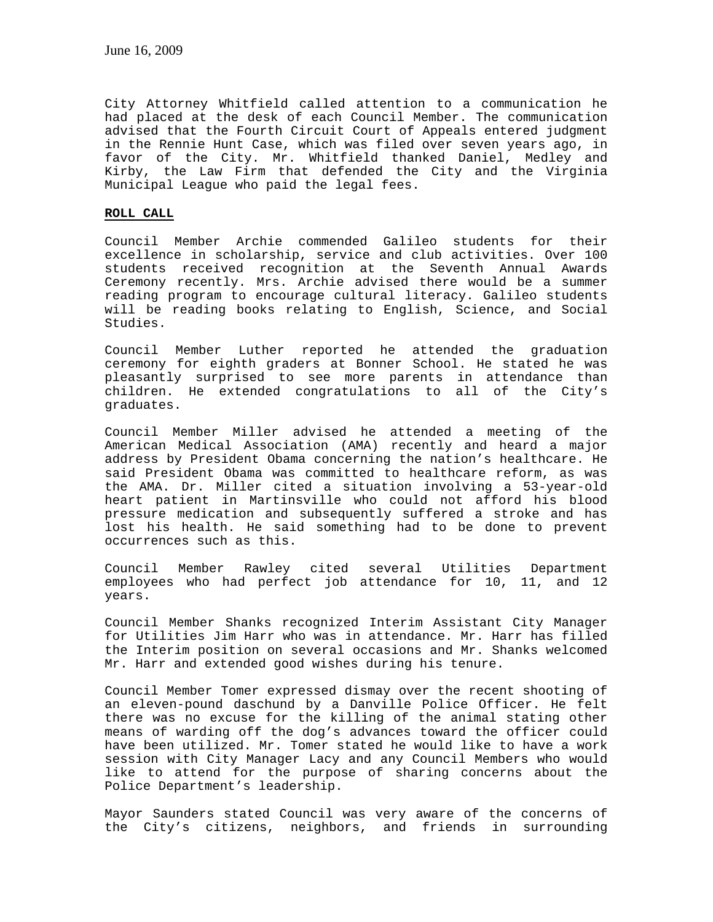City Attorney Whitfield called attention to a communication he had placed at the desk of each Council Member. The communication advised that the Fourth Circuit Court of Appeals entered judgment in the Rennie Hunt Case, which was filed over seven years ago, in favor of the City. Mr. Whitfield thanked Daniel, Medley and Kirby, the Law Firm that defended the City and the Virginia Municipal League who paid the legal fees.

**ROLL CALL**

Council Member Archie commended Galileo students for their excellence in scholarship, service and club activities. Over 100 students received recognition at the Seventh Annual Awards Ceremony recently. Mrs. Archie advised there would be a summer reading program to encourage cultural literacy. Galileo students will be reading books relating to English, Science, and Social Studies.

Council Member Luther reported he attended the graduation ceremony for eighth graders at Bonner School. He stated he was pleasantly surprised to see more parents in attendance than children. He extended congratulations to all of the City's graduates.

Council Member Miller advised he attended a meeting of the American Medical Association (AMA) recently and heard a major address by President Obama concerning the nation's healthcare. He said President Obama was committed to healthcare reform, as was the AMA. Dr. Miller cited a situation involving a 53-year-old heart patient in Martinsville who could not afford his blood pressure medication and subsequently suffered a stroke and has lost his health. He said something had to be done to prevent occurrences such as this.

Council Member Rawley cited several Utilities Department employees who had perfect job attendance for 10, 11, and 12 years.

Council Member Shanks recognized Interim Assistant City Manager for Utilities Jim Harr who was in attendance. Mr. Harr has filled the Interim position on several occasions and Mr. Shanks welcomed Mr. Harr and extended good wishes during his tenure.

Council Member Tomer expressed dismay over the recent shooting of an eleven-pound daschund by a Danville Police Officer. He felt there was no excuse for the killing of the animal stating other means of warding off the dog's advances toward the officer could have been utilized. Mr. Tomer stated he would like to have a work session with City Manager Lacy and any Council Members who would like to attend for the purpose of sharing concerns about the Police Department's leadership.

Mayor Saunders stated Council was very aware of the concerns of the City's citizens, neighbors, and friends in surrounding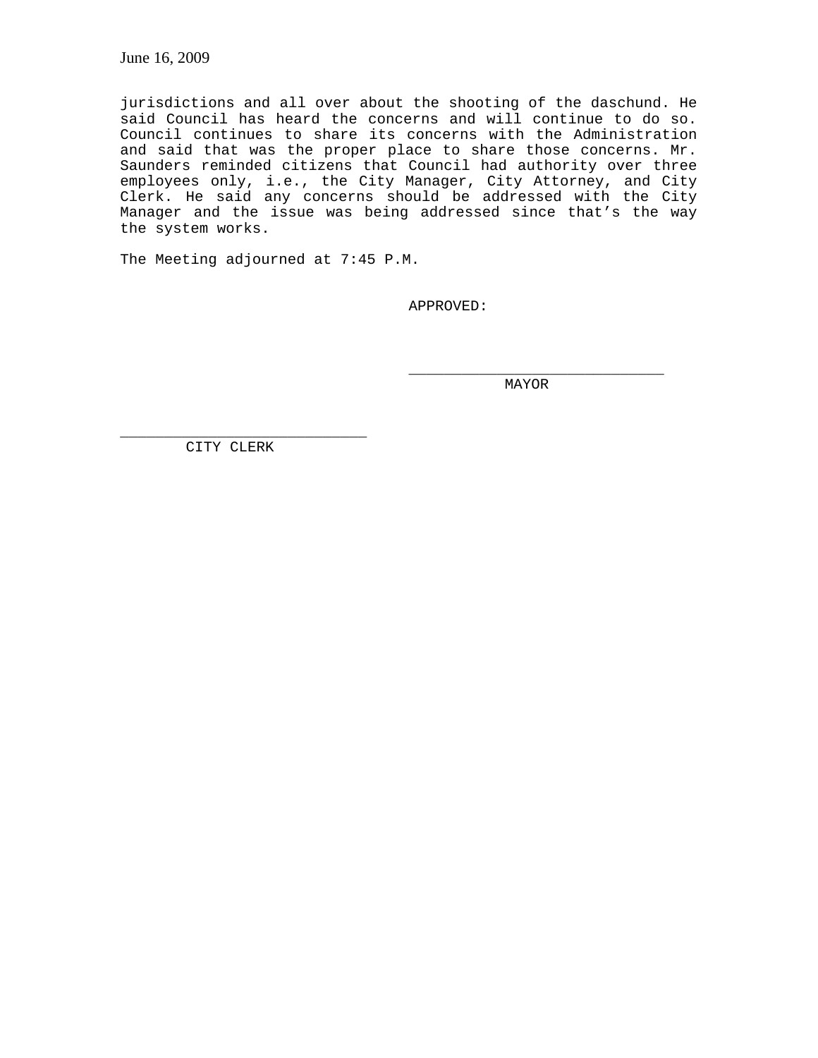jurisdictions and all over about the shooting of the daschund. He said Council has heard the concerns and will continue to do so. Council continues to share its concerns with the Administration and said that was the proper place to share those concerns. Mr. Saunders reminded citizens that Council had authority over three employees only, i.e., the City Manager, City Attorney, and City Clerk. He said any concerns should be addressed with the City Manager and the issue was being addressed since that's the way the system works.

The Meeting adjourned at 7:45 P.M.

APPROVED:

\_\_\_\_\_\_\_\_\_\_\_\_\_\_\_\_\_\_\_\_\_\_\_\_\_\_\_\_\_\_

MAYOR

\_\_\_\_\_\_\_\_\_\_\_\_\_\_\_\_\_\_\_\_\_\_\_\_\_\_\_\_\_\_

CITY CLERK